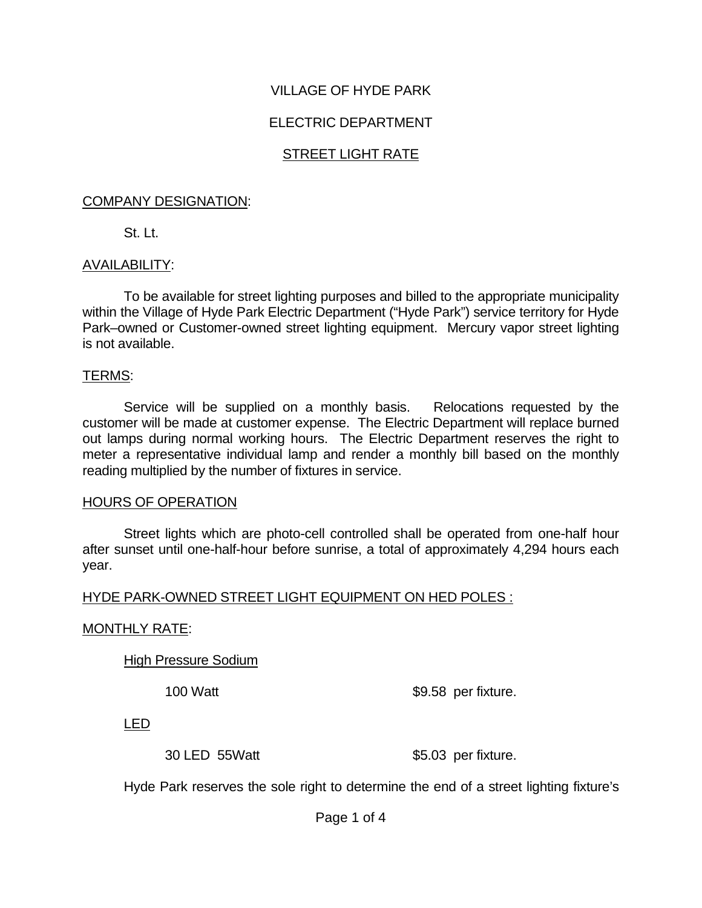# VILLAGE OF HYDE PARK

## ELECTRIC DEPARTMENT

## STREET LIGHT RATE

COMPANY DESIGNATION:

St. Lt.

AVAILABILITY:

To be available for street lighting purposes and billed to the appropriate municipality within the Village of Hyde Park Electric Department ("Hyde Park") service territory for Hyde Park–owned or Customer-owned street lighting equipment. Mercury vapor street lighting is not available.

TERMS:

Service will be supplied on a monthly basis. Relocations requested by the customer will be made at customer expense. The Electric Department will replace burned out lamps during normal working hours. The Electric Department reserves the right to meter a representative individual lamp and render a monthly bill based on the monthly reading multiplied by the number of fixtures in service.

HOURS OF OPERATION

Street lights which are photo-cell controlled shall be operated from one-half hour after sunset until one-half-hour before sunrise, a total of approximately 4,294 hours each year.

HYDE PARK-OWNED STREET LIGHT EQUIPMENT ON HED POLES :

MONTHLY RATE:

High Pressure Sodium

| | |
|---|---|
| 100 Watt | $9.58 per fixture. |

LED

| | |
|---|---|
| 30 LED 55Watt | $5.03 per fixture. |

Hyde Park reserves the sole right to determine the end of a street lighting fixture's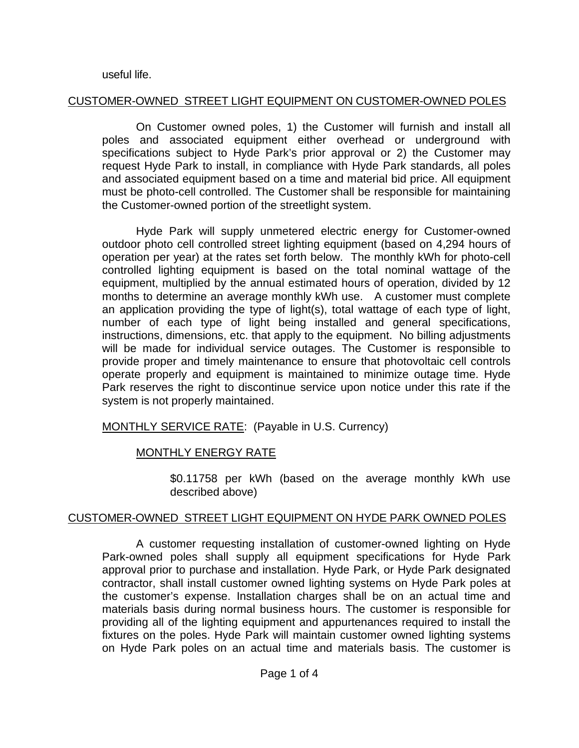useful life.

## CUSTOMER-OWNED STREET LIGHT EQUIPMENT ON CUSTOMER-OWNED POLES

On Customer owned poles, 1) the Customer will furnish and install all poles and associated equipment either overhead or underground with specifications subject to Hyde Park's prior approval or 2) the Customer may request Hyde Park to install, in compliance with Hyde Park standards, all poles and associated equipment based on a time and material bid price. All equipment must be photo-cell controlled. The Customer shall be responsible for maintaining the Customer-owned portion of the streetlight system.

Hyde Park will supply unmetered electric energy for Customer-owned outdoor photo cell controlled street lighting equipment (based on 4,294 hours of operation per year) at the rates set forth below. The monthly kWh for photo-cell controlled lighting equipment is based on the total nominal wattage of the equipment, multiplied by the annual estimated hours of operation, divided by 12 months to determine an average monthly kWh use. A customer must complete an application providing the type of light(s), total wattage of each type of light, number of each type of light being installed and general specifications, instructions, dimensions, etc. that apply to the equipment. No billing adjustments will be made for individual service outages. The Customer is responsible to provide proper and timely maintenance to ensure that photovoltaic cell controls operate properly and equipment is maintained to minimize outage time. Hyde Park reserves the right to discontinue service upon notice under this rate if the system is not properly maintained.

MONTHLY SERVICE RATE: (Payable in U.S. Currency)

MONTHLY ENERGY RATE

$0.11758 per kWh (based on the average monthly kWh use described above)

## CUSTOMER-OWNED STREET LIGHT EQUIPMENT ON HYDE PARK OWNED POLES

A customer requesting installation of customer-owned lighting on Hyde Park-owned poles shall supply all equipment specifications for Hyde Park approval prior to purchase and installation. Hyde Park, or Hyde Park designated contractor, shall install customer owned lighting systems on Hyde Park poles at the customer's expense. Installation charges shall be on an actual time and materials basis during normal business hours. The customer is responsible for providing all of the lighting equipment and appurtenances required to install the fixtures on the poles. Hyde Park will maintain customer owned lighting systems on Hyde Park poles on an actual time and materials basis. The customer is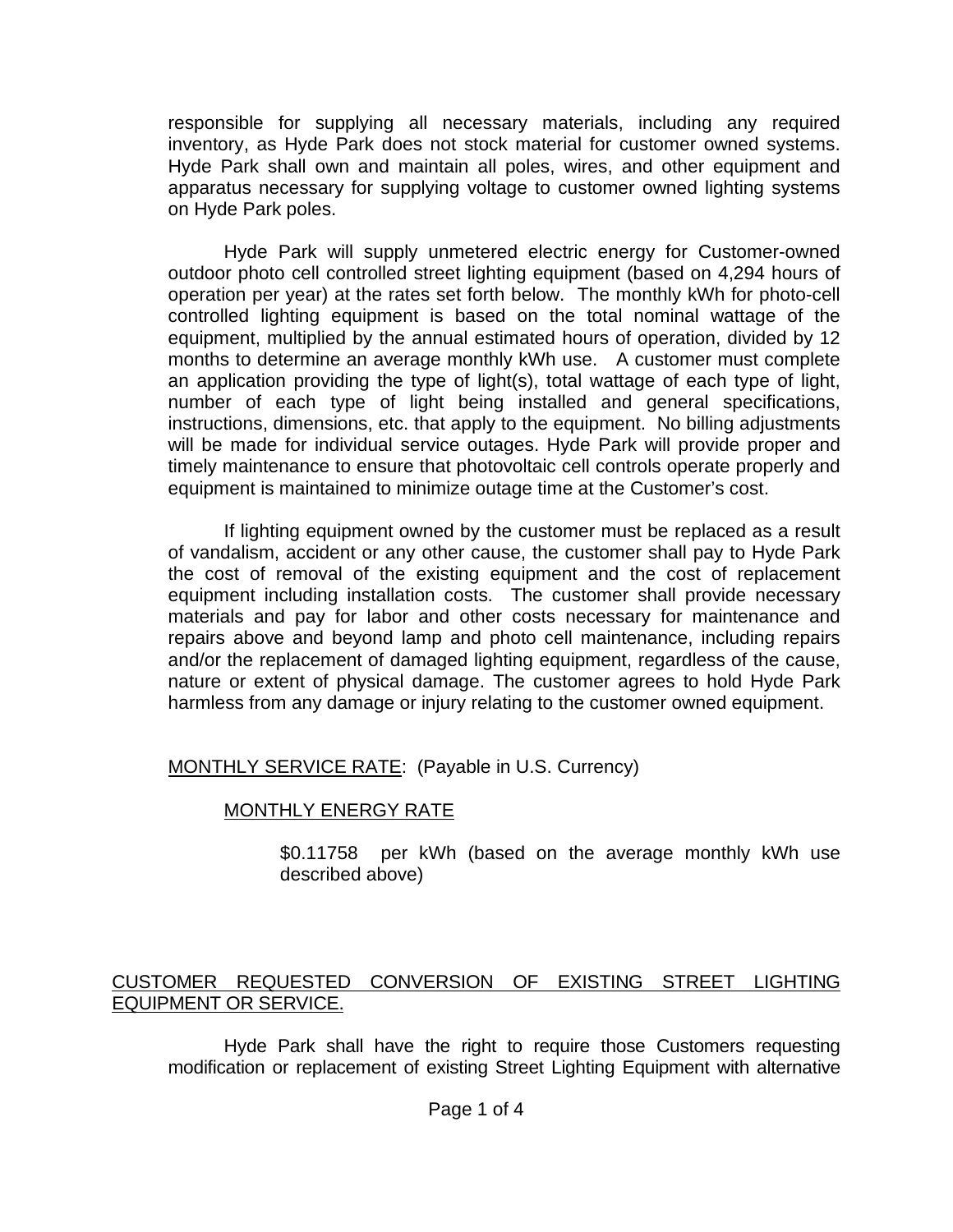responsible for supplying all necessary materials, including any required inventory, as Hyde Park does not stock material for customer owned systems. Hyde Park shall own and maintain all poles, wires, and other equipment and apparatus necessary for supplying voltage to customer owned lighting systems on Hyde Park poles.

Hyde Park will supply unmetered electric energy for Customer-owned outdoor photo cell controlled street lighting equipment (based on 4,294 hours of operation per year) at the rates set forth below. The monthly kWh for photo-cell controlled lighting equipment is based on the total nominal wattage of the equipment, multiplied by the annual estimated hours of operation, divided by 12 months to determine an average monthly kWh use. A customer must complete an application providing the type of light(s), total wattage of each type of light, number of each type of light being installed and general specifications, instructions, dimensions, etc. that apply to the equipment. No billing adjustments will be made for individual service outages. Hyde Park will provide proper and timely maintenance to ensure that photovoltaic cell controls operate properly and equipment is maintained to minimize outage time at the Customer's cost.

If lighting equipment owned by the customer must be replaced as a result of vandalism, accident or any other cause, the customer shall pay to Hyde Park the cost of removal of the existing equipment and the cost of replacement equipment including installation costs. The customer shall provide necessary materials and pay for labor and other costs necessary for maintenance and repairs above and beyond lamp and photo cell maintenance, including repairs and/or the replacement of damaged lighting equipment, regardless of the cause, nature or extent of physical damage. The customer agrees to hold Hyde Park harmless from any damage or injury relating to the customer owned equipment.

<u>MONTHLY SERVICE RATE</u>: (Payable in U.S. Currency)

<u>MONTHLY ENERGY RATE</u>

$0.11758 per kWh (based on the average monthly kWh use described above)

<u>CUSTOMER REQUESTED CONVERSION OF EXISTING STREET LIGHTING EQUIPMENT OR SERVICE.</u>

Hyde Park shall have the right to require those Customers requesting modification or replacement of existing Street Lighting Equipment with alternative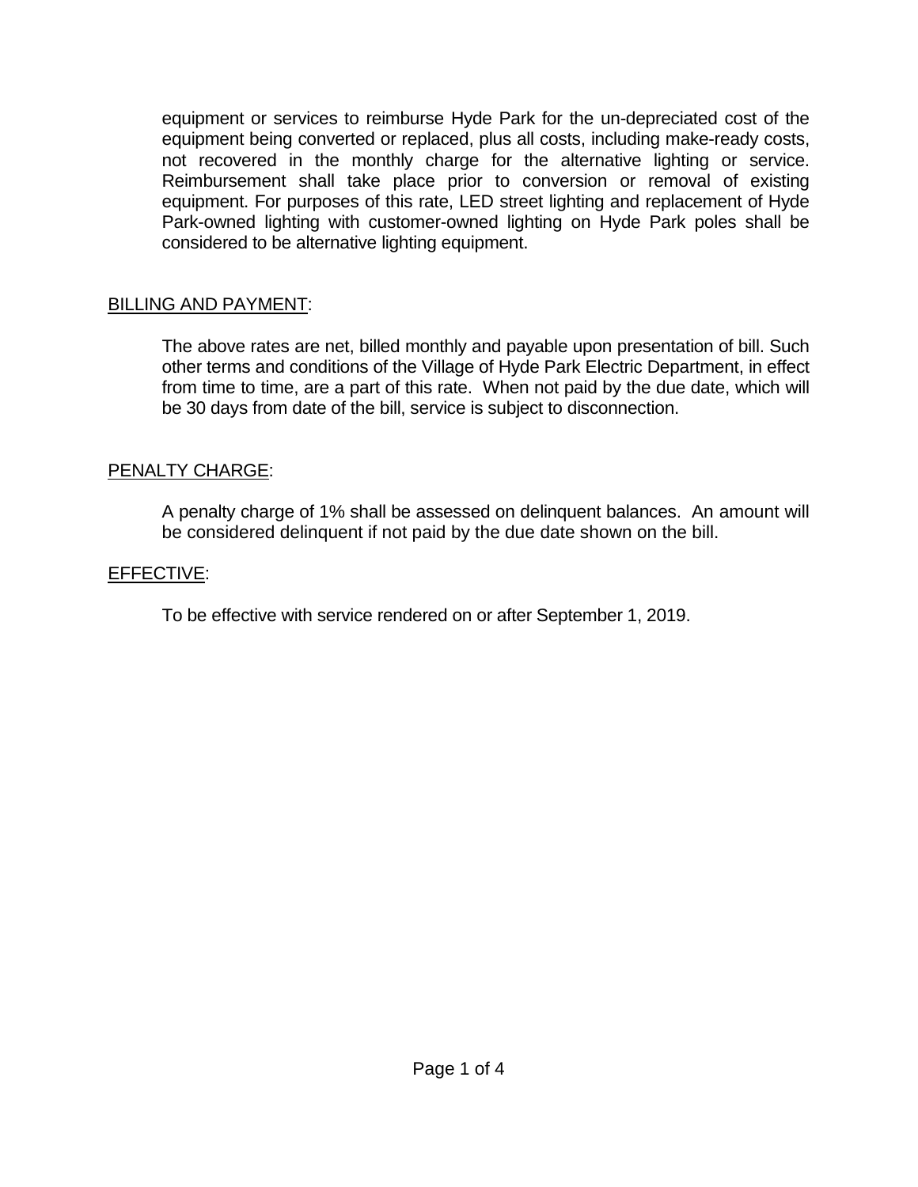equipment or services to reimburse Hyde Park for the un-depreciated cost of the equipment being converted or replaced, plus all costs, including make-ready costs, not recovered in the monthly charge for the alternative lighting or service. Reimbursement shall take place prior to conversion or removal of existing equipment. For purposes of this rate, LED street lighting and replacement of Hyde Park-owned lighting with customer-owned lighting on Hyde Park poles shall be considered to be alternative lighting equipment.

BILLING AND PAYMENT:

The above rates are net, billed monthly and payable upon presentation of bill. Such other terms and conditions of the Village of Hyde Park Electric Department, in effect from time to time, are a part of this rate. When not paid by the due date, which will be 30 days from date of the bill, service is subject to disconnection.

PENALTY CHARGE:

A penalty charge of 1% shall be assessed on delinquent balances. An amount will be considered delinquent if not paid by the due date shown on the bill.

EFFECTIVE:

To be effective with service rendered on or after September 1, 2019.